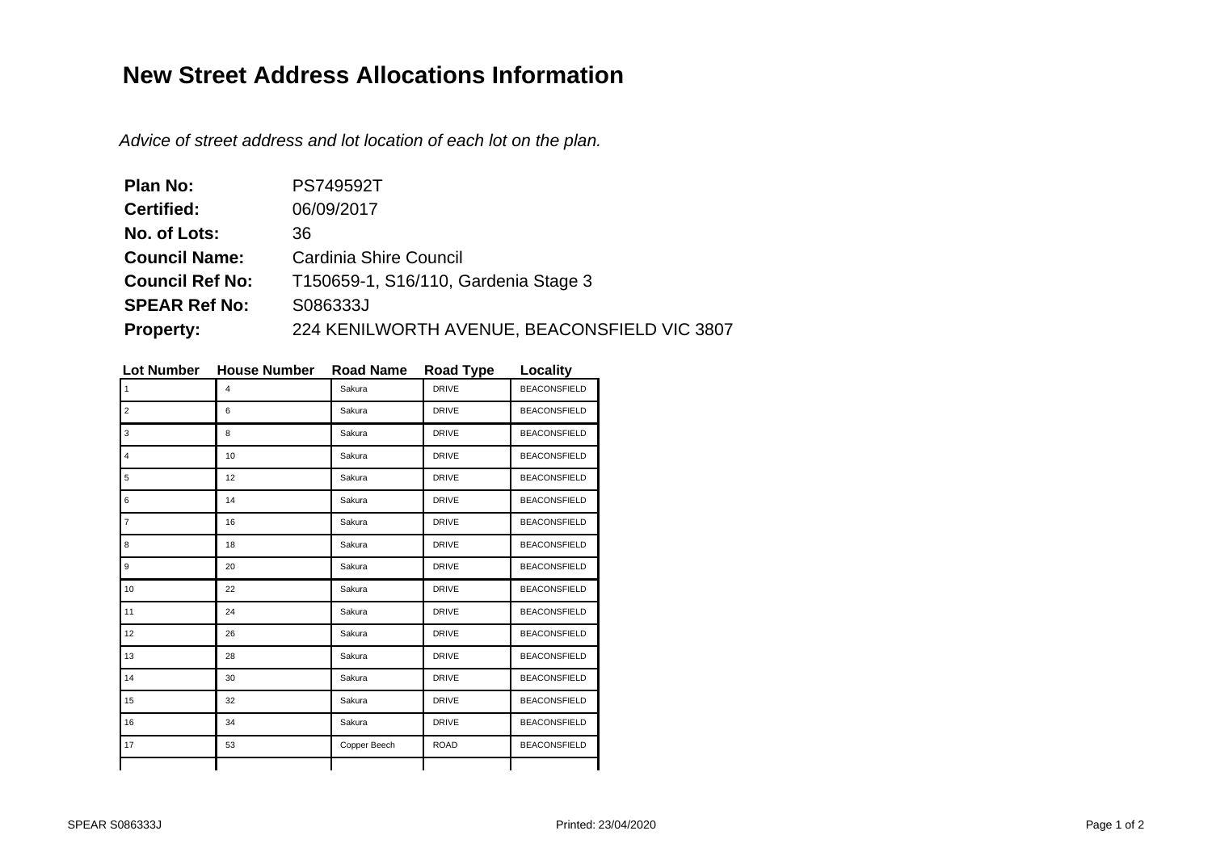# New Street Address Allocations Information

*Advice of street address and lot location of each lot on the plan.*

**Plan No:** PS749592T
**Certified:** 06/09/2017
**No. of Lots:** 36
**Council Name:** Cardinia Shire Council
**Council Ref No:** T150659-1, S16/110, Gardenia Stage 3
**SPEAR Ref No:** S086333J
**Property:** 224 KENILWORTH AVENUE, BEACONSFIELD VIC 3807

| Lot Number | House Number | Road Name | Road Type | Locality |
|---|---|---|---|---|
| 1 | 4 | Sakura | DRIVE | BEACONSFIELD |
| 2 | 6 | Sakura | DRIVE | BEACONSFIELD |
| 3 | 8 | Sakura | DRIVE | BEACONSFIELD |
| 4 | 10 | Sakura | DRIVE | BEACONSFIELD |
| 5 | 12 | Sakura | DRIVE | BEACONSFIELD |
| 6 | 14 | Sakura | DRIVE | BEACONSFIELD |
| 7 | 16 | Sakura | DRIVE | BEACONSFIELD |
| 8 | 18 | Sakura | DRIVE | BEACONSFIELD |
| 9 | 20 | Sakura | DRIVE | BEACONSFIELD |
| 10 | 22 | Sakura | DRIVE | BEACONSFIELD |
| 11 | 24 | Sakura | DRIVE | BEACONSFIELD |
| 12 | 26 | Sakura | DRIVE | BEACONSFIELD |
| 13 | 28 | Sakura | DRIVE | BEACONSFIELD |
| 14 | 30 | Sakura | DRIVE | BEACONSFIELD |
| 15 | 32 | Sakura | DRIVE | BEACONSFIELD |
| 16 | 34 | Sakura | DRIVE | BEACONSFIELD |
| 17 | 53 | Copper Beech | ROAD | BEACONSFIELD |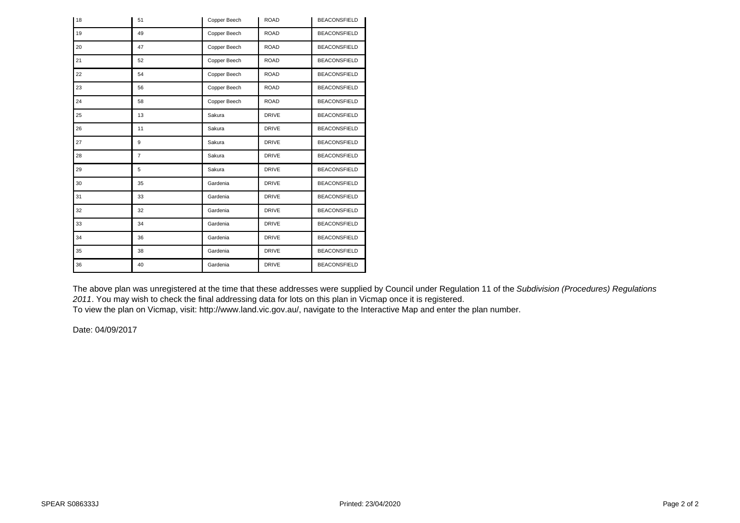| | | | | |
|---|---|---|---|---|
| 18 | 51 | Copper Beech | ROAD | BEACONSFIELD |
| 19 | 49 | Copper Beech | ROAD | BEACONSFIELD |
| 20 | 47 | Copper Beech | ROAD | BEACONSFIELD |
| 21 | 52 | Copper Beech | ROAD | BEACONSFIELD |
| 22 | 54 | Copper Beech | ROAD | BEACONSFIELD |
| 23 | 56 | Copper Beech | ROAD | BEACONSFIELD |
| 24 | 58 | Copper Beech | ROAD | BEACONSFIELD |
| 25 | 13 | Sakura | DRIVE | BEACONSFIELD |
| 26 | 11 | Sakura | DRIVE | BEACONSFIELD |
| 27 | 9 | Sakura | DRIVE | BEACONSFIELD |
| 28 | 7 | Sakura | DRIVE | BEACONSFIELD |
| 29 | 5 | Sakura | DRIVE | BEACONSFIELD |
| 30 | 35 | Gardenia | DRIVE | BEACONSFIELD |
| 31 | 33 | Gardenia | DRIVE | BEACONSFIELD |
| 32 | 32 | Gardenia | DRIVE | BEACONSFIELD |
| 33 | 34 | Gardenia | DRIVE | BEACONSFIELD |
| 34 | 36 | Gardenia | DRIVE | BEACONSFIELD |
| 35 | 38 | Gardenia | DRIVE | BEACONSFIELD |
| 36 | 40 | Gardenia | DRIVE | BEACONSFIELD |

The above plan was unregistered at the time that these addresses were supplied by Council under Regulation 11 of the *Subdivision (Procedures) Regulations 2011*. You may wish to check the final addressing data for lots on this plan in Vicmap once it is registered.
To view the plan on Vicmap, visit: http://www.land.vic.gov.au/, navigate to the Interactive Map and enter the plan number.

Date: 04/09/2017

SPEAR S086333J

Printed: 23/04/2020